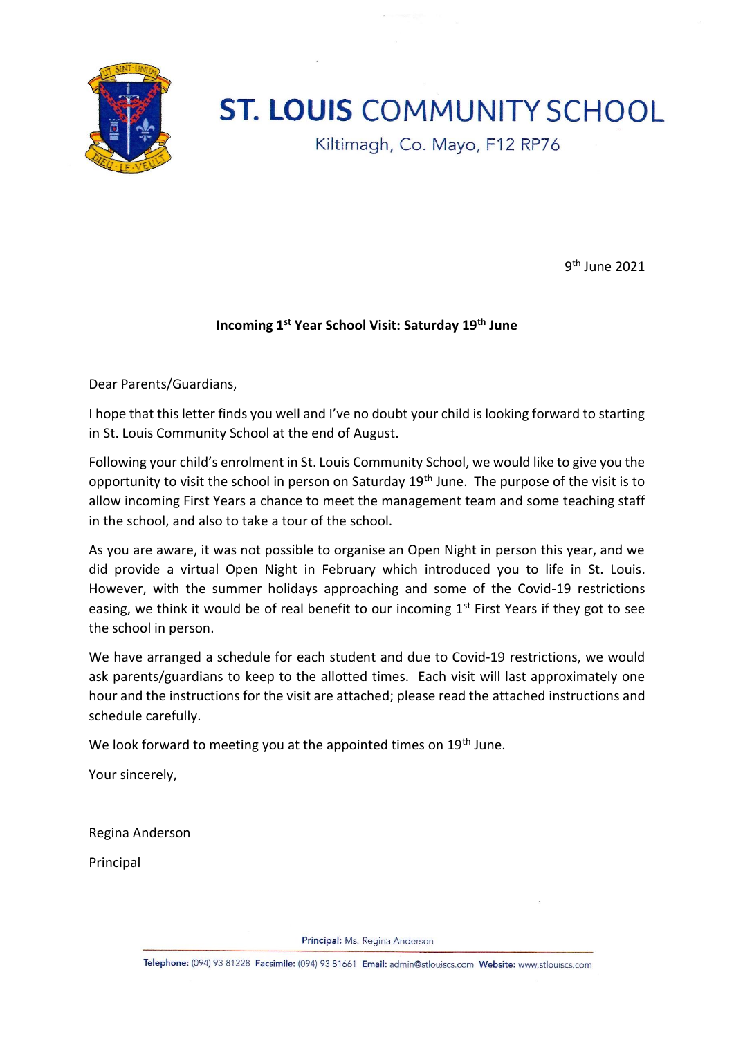# ST. LOUIS COMMUNITY SCHOOL

Kiltimagh, Co. Mayo, F12 RP76

9th June 2021

**Incoming 1st Year School Visit: Saturday 19th June**

Dear Parents/Guardians,

I hope that this letter finds you well and I've no doubt your child is looking forward to starting in St. Louis Community School at the end of August.

Following your child's enrolment in St. Louis Community School, we would like to give you the opportunity to visit the school in person on Saturday 19th June. The purpose of the visit is to allow incoming First Years a chance to meet the management team and some teaching staff in the school, and also to take a tour of the school.

As you are aware, it was not possible to organise an Open Night in person this year, and we did provide a virtual Open Night in February which introduced you to life in St. Louis. However, with the summer holidays approaching and some of the Covid-19 restrictions easing, we think it would be of real benefit to our incoming 1st First Years if they got to see the school in person.

We have arranged a schedule for each student and due to Covid-19 restrictions, we would ask parents/guardians to keep to the allotted times. Each visit will last approximately one hour and the instructions for the visit are attached; please read the attached instructions and schedule carefully.

We look forward to meeting you at the appointed times on 19th June.

Your sincerely,

Regina Anderson

Principal

**Principal:** Ms. Regina Anderson

**Telephone:** (094) 93 81228 **Facsimile:** (094) 93 81661 **Email:** admin@stlouiscs.com **Website:** www.stlouiscs.com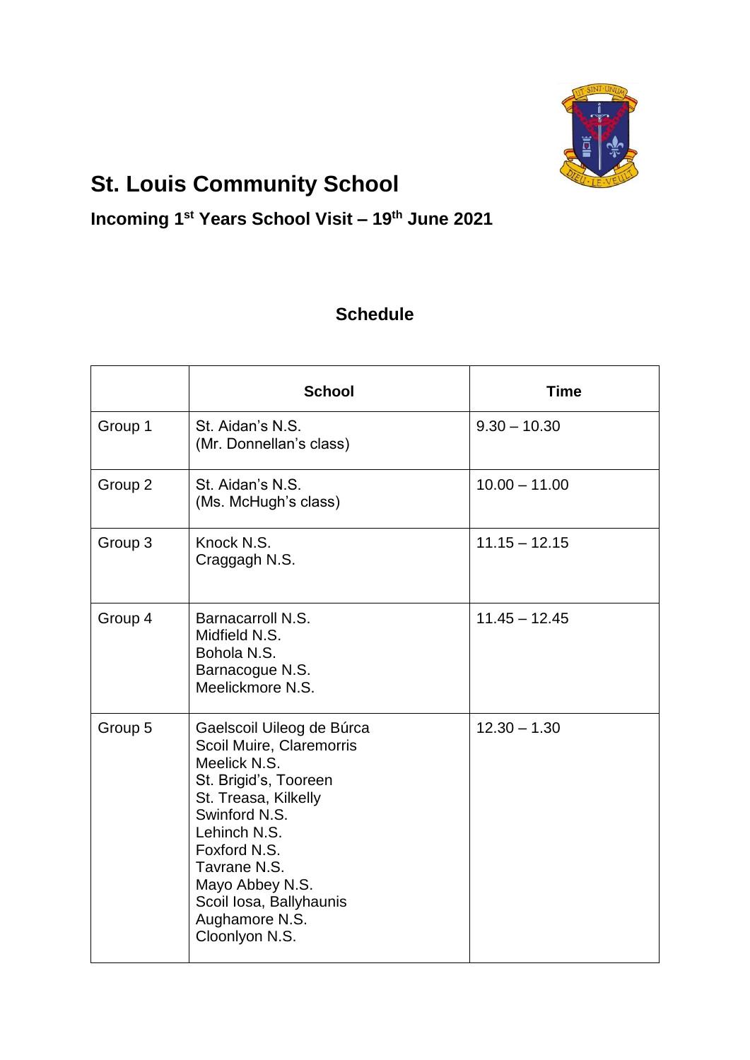# St. Louis Community School

## Incoming 1st Years School Visit – 19th June 2021

### Schedule

| | School | Time |
|---|---|---|
| Group 1 | St. Aidan's N.S.<br>(Mr. Donnellan's class) | 9.30 – 10.30 |
| Group 2 | St. Aidan's N.S.<br>(Ms. McHugh's class) | 10.00 – 11.00 |
| Group 3 | Knock N.S.<br>Craggagh N.S. | 11.15 – 12.15 |
| Group 4 | Barnacarroll N.S.<br>Midfield N.S.<br>Bohola N.S.<br>Barnacogue N.S.<br>Meelickmore N.S. | 11.45 – 12.45 |
| Group 5 | Gaelscoil Uileog de Búrca<br>Scoil Muire, Claremorris<br>Meelick N.S.<br>St. Brigid's, Tooreen<br>St. Treasa, Kilkelly<br>Swinford N.S.<br>Lehinch N.S.<br>Foxford N.S.<br>Tavrane N.S.<br>Mayo Abbey N.S.<br>Scoil Iosa, Ballyhaunis<br>Aughamore N.S.<br>Cloonlyon N.S. | 12.30 – 1.30 |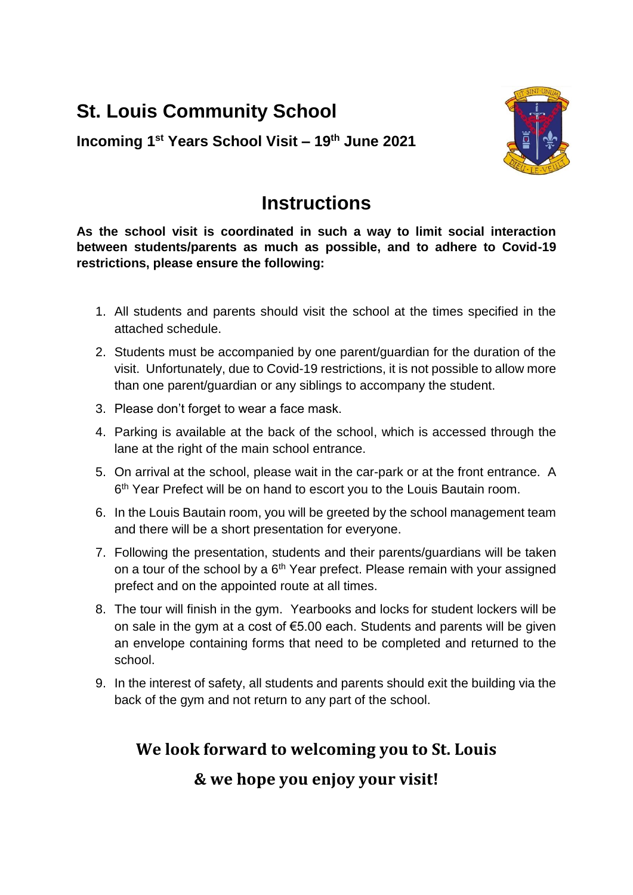# St. Louis Community School

## Incoming 1st Years School Visit – 19th June 2021

# Instructions

**As the school visit is coordinated in such a way to limit social interaction between students/parents as much as possible, and to adhere to Covid-19 restrictions, please ensure the following:**

1. All students and parents should visit the school at the times specified in the attached schedule.
2. Students must be accompanied by one parent/guardian for the duration of the visit. Unfortunately, due to Covid-19 restrictions, it is not possible to allow more than one parent/guardian or any siblings to accompany the student.
3. Please don't forget to wear a face mask.
4. Parking is available at the back of the school, which is accessed through the lane at the right of the main school entrance.
5. On arrival at the school, please wait in the car-park or at the front entrance. A 6th Year Prefect will be on hand to escort you to the Louis Bautain room.
6. In the Louis Bautain room, you will be greeted by the school management team and there will be a short presentation for everyone.
7. Following the presentation, students and their parents/guardians will be taken on a tour of the school by a 6th Year prefect. Please remain with your assigned prefect and on the appointed route at all times.
8. The tour will finish in the gym. Yearbooks and locks for student lockers will be on sale in the gym at a cost of €5.00 each. Students and parents will be given an envelope containing forms that need to be completed and returned to the school.
9. In the interest of safety, all students and parents should exit the building via the back of the gym and not return to any part of the school.

**We look forward to welcoming you to St. Louis**

**& we hope you enjoy your visit!**